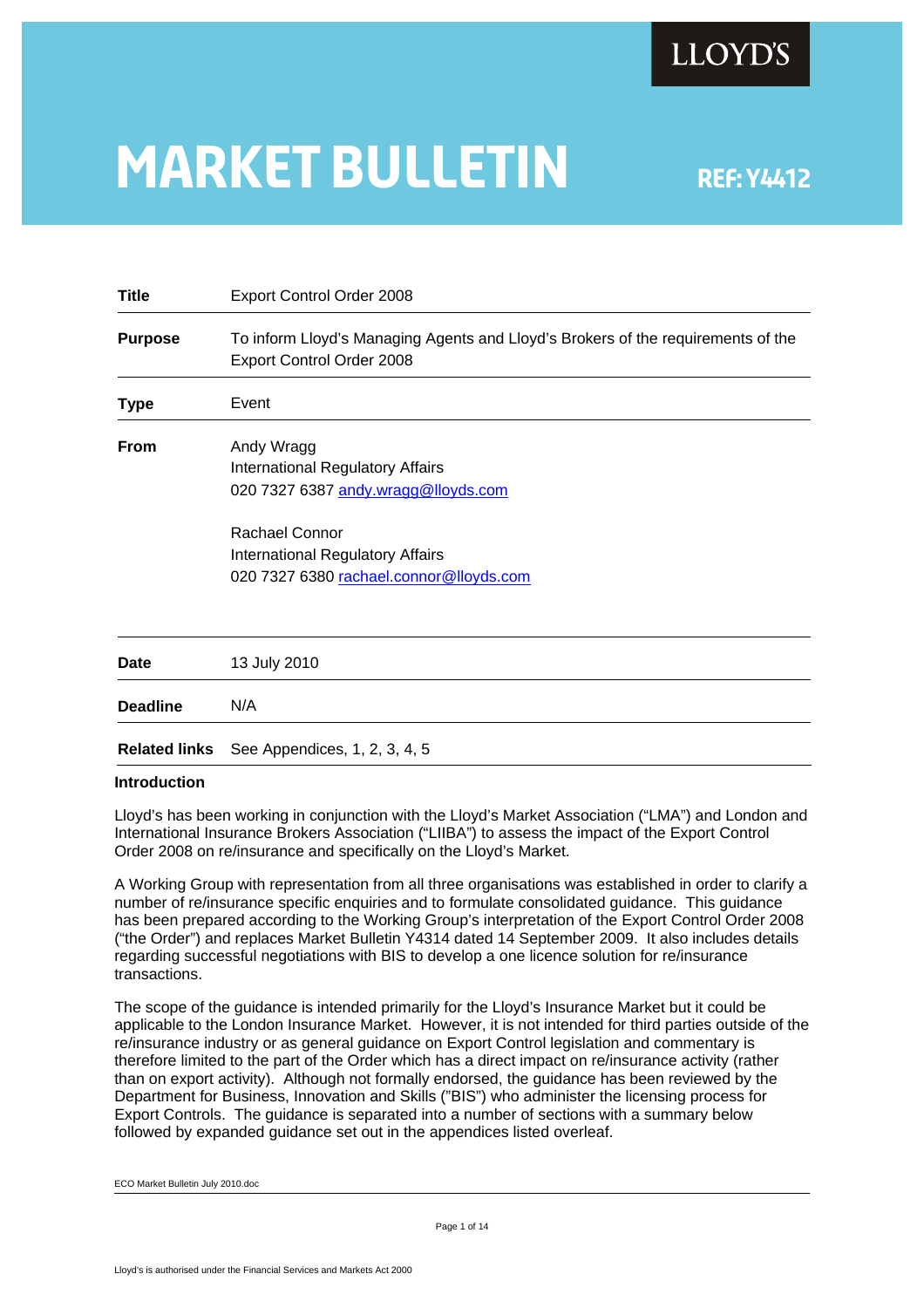LLOYD'S

# MARKET BULLETIN

REF: Y4412

| | |
|---|---|
| **Title** | Export Control Order 2008 |
| **Purpose** | To inform Lloyd's Managing Agents and Lloyd's Brokers of the requirements of the Export Control Order 2008 |
| **Type** | Event |
| **From** | Andy Wragg<br>International Regulatory Affairs<br>020 7327 6387 andy.wragg@lloyds.com<br><br>Rachael Connor<br>International Regulatory Affairs<br>020 7327 6380 rachael.connor@lloyds.com |
| **Date** | 13 July 2010 |
| **Deadline** | N/A |
| **Related links** | See Appendices, 1, 2, 3, 4, 5 |

**Introduction**

Lloyd's has been working in conjunction with the Lloyd's Market Association ("LMA") and London and International Insurance Brokers Association ("LIIBA") to assess the impact of the Export Control Order 2008 on re/insurance and specifically on the Lloyd's Market.

A Working Group with representation from all three organisations was established in order to clarify a number of re/insurance specific enquiries and to formulate consolidated guidance. This guidance has been prepared according to the Working Group's interpretation of the Export Control Order 2008 ("the Order") and replaces Market Bulletin Y4314 dated 14 September 2009. It also includes details regarding successful negotiations with BIS to develop a one licence solution for re/insurance transactions.

The scope of the guidance is intended primarily for the Lloyd's Insurance Market but it could be applicable to the London Insurance Market. However, it is not intended for third parties outside of the re/insurance industry or as general guidance on Export Control legislation and commentary is therefore limited to the part of the Order which has a direct impact on re/insurance activity (rather than on export activity). Although not formally endorsed, the guidance has been reviewed by the Department for Business, Innovation and Skills ("BIS") who administer the licensing process for Export Controls. The guidance is separated into a number of sections with a summary below followed by expanded guidance set out in the appendices listed overleaf.

ECO Market Bulletin July 2010.doc

Lloyd's is authorised under the Financial Services and Markets Act 2000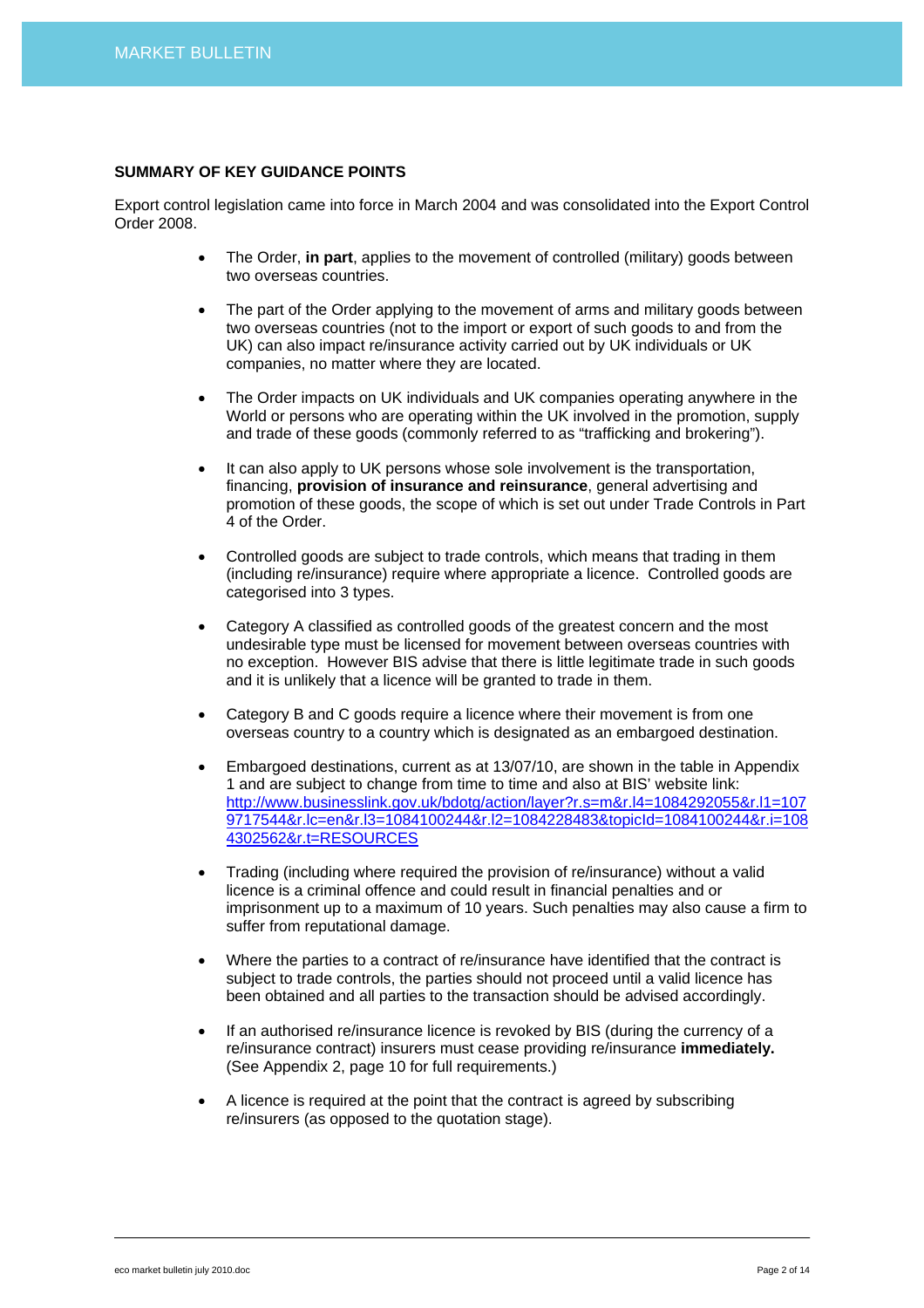**SUMMARY OF KEY GUIDANCE POINTS**

Export control legislation came into force in March 2004 and was consolidated into the Export Control Order 2008.

- The Order, **in part**, applies to the movement of controlled (military) goods between two overseas countries.
- The part of the Order applying to the movement of arms and military goods between two overseas countries (not to the import or export of such goods to and from the UK) can also impact re/insurance activity carried out by UK individuals or UK companies, no matter where they are located.
- The Order impacts on UK individuals and UK companies operating anywhere in the World or persons who are operating within the UK involved in the promotion, supply and trade of these goods (commonly referred to as "trafficking and brokering").
- It can also apply to UK persons whose sole involvement is the transportation, financing, **provision of insurance and reinsurance**, general advertising and promotion of these goods, the scope of which is set out under Trade Controls in Part 4 of the Order.
- Controlled goods are subject to trade controls, which means that trading in them (including re/insurance) require where appropriate a licence. Controlled goods are categorised into 3 types.
- Category A classified as controlled goods of the greatest concern and the most undesirable type must be licensed for movement between overseas countries with no exception. However BIS advise that there is little legitimate trade in such goods and it is unlikely that a licence will be granted to trade in them.
- Category B and C goods require a licence where their movement is from one overseas country to a country which is designated as an embargoed destination.
- Embargoed destinations, current as at 13/07/10, are shown in the table in Appendix 1 and are subject to change from time to time and also at BIS' website link: http://www.businesslink.gov.uk/bdotg/action/layer?r.s=m&r.l4=1084292055&r.l1=1079717544&r.lc=en&r.l3=1084100244&r.l2=1084228483&topicId=1084100244&r.i=1084302562&r.t=RESOURCES
- Trading (including where required the provision of re/insurance) without a valid licence is a criminal offence and could result in financial penalties and or imprisonment up to a maximum of 10 years. Such penalties may also cause a firm to suffer from reputational damage.
- Where the parties to a contract of re/insurance have identified that the contract is subject to trade controls, the parties should not proceed until a valid licence has been obtained and all parties to the transaction should be advised accordingly.
- If an authorised re/insurance licence is revoked by BIS (during the currency of a re/insurance contract) insurers must cease providing re/insurance **immediately.** (See Appendix 2, page 10 for full requirements.)
- A licence is required at the point that the contract is agreed by subscribing re/insurers (as opposed to the quotation stage).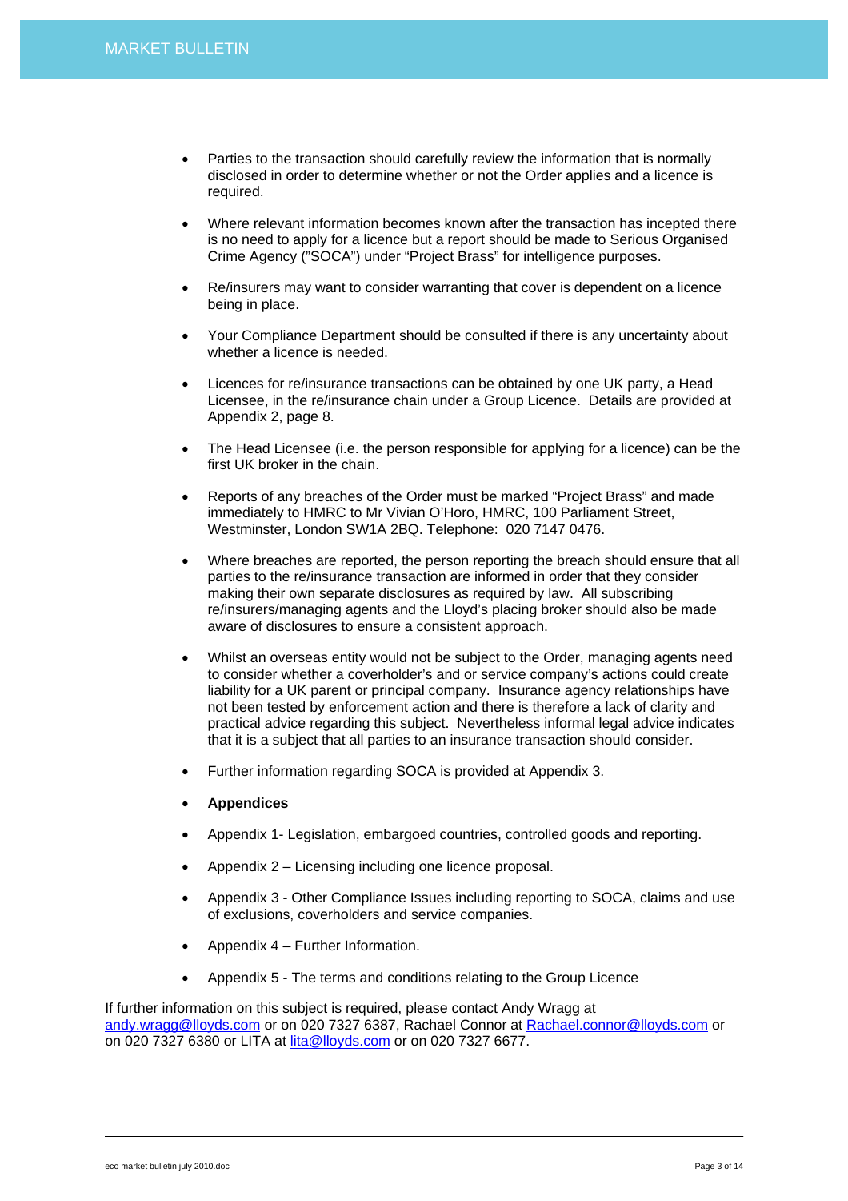- Parties to the transaction should carefully review the information that is normally disclosed in order to determine whether or not the Order applies and a licence is required.

- Where relevant information becomes known after the transaction has incepted there is no need to apply for a licence but a report should be made to Serious Organised Crime Agency ("SOCA") under "Project Brass" for intelligence purposes.

- Re/insurers may want to consider warranting that cover is dependent on a licence being in place.

- Your Compliance Department should be consulted if there is any uncertainty about whether a licence is needed.

- Licences for re/insurance transactions can be obtained by one UK party, a Head Licensee, in the re/insurance chain under a Group Licence. Details are provided at Appendix 2, page 8.

- The Head Licensee (i.e. the person responsible for applying for a licence) can be the first UK broker in the chain.

- Reports of any breaches of the Order must be marked "Project Brass" and made immediately to HMRC to Mr Vivian O'Horo, HMRC, 100 Parliament Street, Westminster, London SW1A 2BQ. Telephone: 020 7147 0476.

- Where breaches are reported, the person reporting the breach should ensure that all parties to the re/insurance transaction are informed in order that they consider making their own separate disclosures as required by law. All subscribing re/insurers/managing agents and the Lloyd's placing broker should also be made aware of disclosures to ensure a consistent approach.

- Whilst an overseas entity would not be subject to the Order, managing agents need to consider whether a coverholder's and or service company's actions could create liability for a UK parent or principal company. Insurance agency relationships have not been tested by enforcement action and there is therefore a lack of clarity and practical advice regarding this subject. Nevertheless informal legal advice indicates that it is a subject that all parties to an insurance transaction should consider.

- Further information regarding SOCA is provided at Appendix 3.

- **Appendices**

- Appendix 1- Legislation, embargoed countries, controlled goods and reporting.

- Appendix 2 – Licensing including one licence proposal.

- Appendix 3 - Other Compliance Issues including reporting to SOCA, claims and use of exclusions, coverholders and service companies.

- Appendix 4 – Further Information.

- Appendix 5 - The terms and conditions relating to the Group Licence

If further information on this subject is required, please contact Andy Wragg at andy.wragg@lloyds.com or on 020 7327 6387, Rachael Connor at Rachael.connor@lloyds.com or on 020 7327 6380 or LITA at lita@lloyds.com or on 020 7327 6677.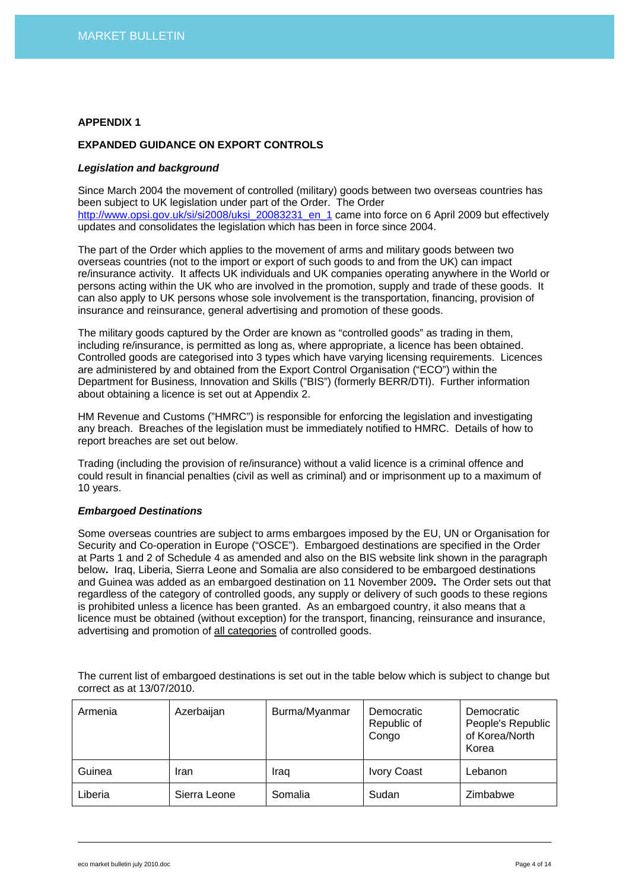## APPENDIX 1

## EXPANDED GUIDANCE ON EXPORT CONTROLS

### *Legislation and background*

Since March 2004 the movement of controlled (military) goods between two overseas countries has been subject to UK legislation under part of the Order. The Order http://www.opsi.gov.uk/si/si2008/uksi_20083231_en_1 came into force on 6 April 2009 but effectively updates and consolidates the legislation which has been in force since 2004.

The part of the Order which applies to the movement of arms and military goods between two overseas countries (not to the import or export of such goods to and from the UK) can impact re/insurance activity. It affects UK individuals and UK companies operating anywhere in the World or persons acting within the UK who are involved in the promotion, supply and trade of these goods. It can also apply to UK persons whose sole involvement is the transportation, financing, provision of insurance and reinsurance, general advertising and promotion of these goods.

The military goods captured by the Order are known as "controlled goods" as trading in them, including re/insurance, is permitted as long as, where appropriate, a licence has been obtained. Controlled goods are categorised into 3 types which have varying licensing requirements. Licences are administered by and obtained from the Export Control Organisation ("ECO") within the Department for Business, Innovation and Skills ("BIS") (formerly BERR/DTI). Further information about obtaining a licence is set out at Appendix 2.

HM Revenue and Customs ("HMRC") is responsible for enforcing the legislation and investigating any breach. Breaches of the legislation must be immediately notified to HMRC. Details of how to report breaches are set out below.

Trading (including the provision of re/insurance) without a valid licence is a criminal offence and could result in financial penalties (civil as well as criminal) and or imprisonment up to a maximum of 10 years.

### *Embargoed Destinations*

Some overseas countries are subject to arms embargoes imposed by the EU, UN or Organisation for Security and Co-operation in Europe ("OSCE"). Embargoed destinations are specified in the Order at Parts 1 and 2 of Schedule 4 as amended and also on the BIS website link shown in the paragraph below**.** Iraq, Liberia, Sierra Leone and Somalia are also considered to be embargoed destinations and Guinea was added as an embargoed destination on 11 November 2009**.** The Order sets out that regardless of the category of controlled goods, any supply or delivery of such goods to these regions is prohibited unless a licence has been granted. As an embargoed country, it also means that a licence must be obtained (without exception) for the transport, financing, reinsurance and insurance, advertising and promotion of <u>all categories</u> of controlled goods.

The current list of embargoed destinations is set out in the table below which is subject to change but correct as at 13/07/2010.

| | | | | |
|---|---|---|---|---|
| Armenia | Azerbaijan | Burma/Myanmar | Democratic Republic of Congo | Democratic People's Republic of Korea/North Korea |
| Guinea | Iran | Iraq | Ivory Coast | Lebanon |
| Liberia | Sierra Leone | Somalia | Sudan | Zimbabwe |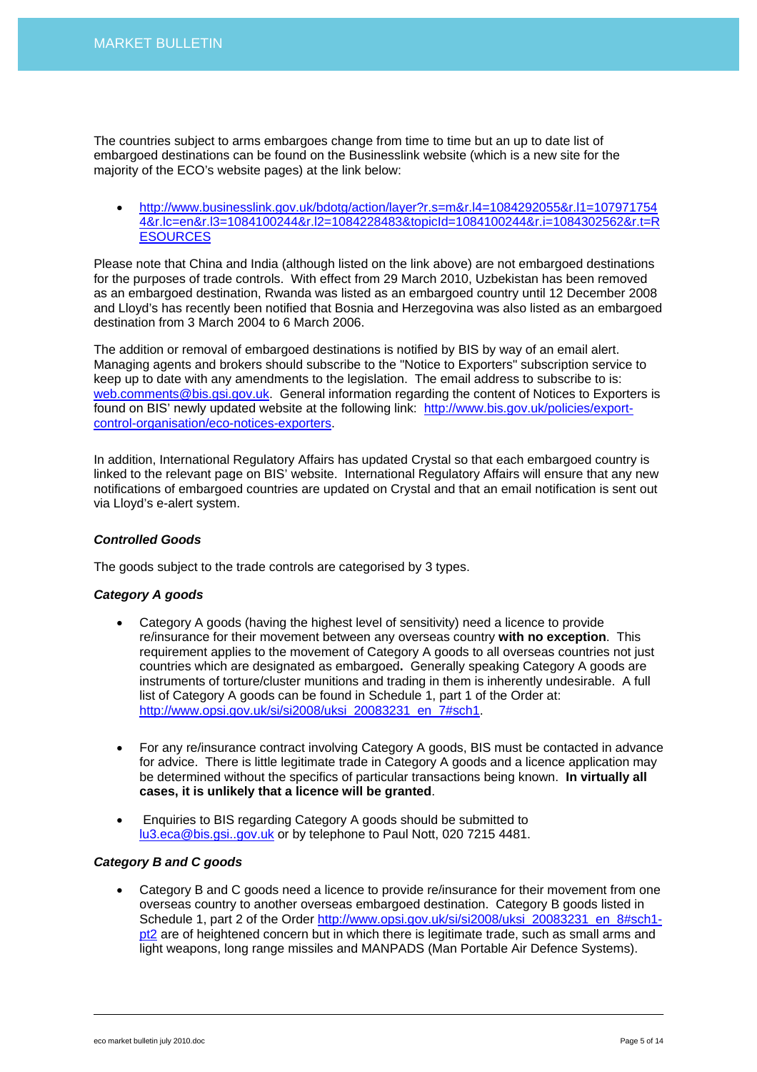The countries subject to arms embargoes change from time to time but an up to date list of embargoed destinations can be found on the Businesslink website (which is a new site for the majority of the ECO's website pages) at the link below:

- http://www.businesslink.gov.uk/bdotg/action/layer?r.s=m&r.l4=1084292055&r.l1=1079717544&r.lc=en&r.l3=1084100244&r.l2=1084228483&topicId=1084100244&r.i=1084302562&r.t=RESOURCES

Please note that China and India (although listed on the link above) are not embargoed destinations for the purposes of trade controls. With effect from 29 March 2010, Uzbekistan has been removed as an embargoed destination, Rwanda was listed as an embargoed country until 12 December 2008 and Lloyd's has recently been notified that Bosnia and Herzegovina was also listed as an embargoed destination from 3 March 2004 to 6 March 2006.

The addition or removal of embargoed destinations is notified by BIS by way of an email alert. Managing agents and brokers should subscribe to the "Notice to Exporters" subscription service to keep up to date with any amendments to the legislation. The email address to subscribe to is: web.comments@bis.gsi.gov.uk. General information regarding the content of Notices to Exporters is found on BIS' newly updated website at the following link: http://www.bis.gov.uk/policies/export-control-organisation/eco-notices-exporters.

In addition, International Regulatory Affairs has updated Crystal so that each embargoed country is linked to the relevant page on BIS' website. International Regulatory Affairs will ensure that any new notifications of embargoed countries are updated on Crystal and that an email notification is sent out via Lloyd's e-alert system.

***Controlled Goods***

The goods subject to the trade controls are categorised by 3 types.

***Category A goods***

- Category A goods (having the highest level of sensitivity) need a licence to provide re/insurance for their movement between any overseas country **with no exception**. This requirement applies to the movement of Category A goods to all overseas countries not just countries which are designated as embargoed**.** Generally speaking Category A goods are instruments of torture/cluster munitions and trading in them is inherently undesirable. A full list of Category A goods can be found in Schedule 1, part 1 of the Order at: http://www.opsi.gov.uk/si/si2008/uksi_20083231_en_7#sch1.

- For any re/insurance contract involving Category A goods, BIS must be contacted in advance for advice. There is little legitimate trade in Category A goods and a licence application may be determined without the specifics of particular transactions being known. **In virtually all cases, it is unlikely that a licence will be granted**.

- Enquiries to BIS regarding Category A goods should be submitted to lu3.eca@bis.gsi..gov.uk or by telephone to Paul Nott, 020 7215 4481.

***Category B and C goods***

- Category B and C goods need a licence to provide re/insurance for their movement from one overseas country to another overseas embargoed destination. Category B goods listed in Schedule 1, part 2 of the Order http://www.opsi.gov.uk/si/si2008/uksi_20083231_en_8#sch1-pt2 are of heightened concern but in which there is legitimate trade, such as small arms and light weapons, long range missiles and MANPADS (Man Portable Air Defence Systems).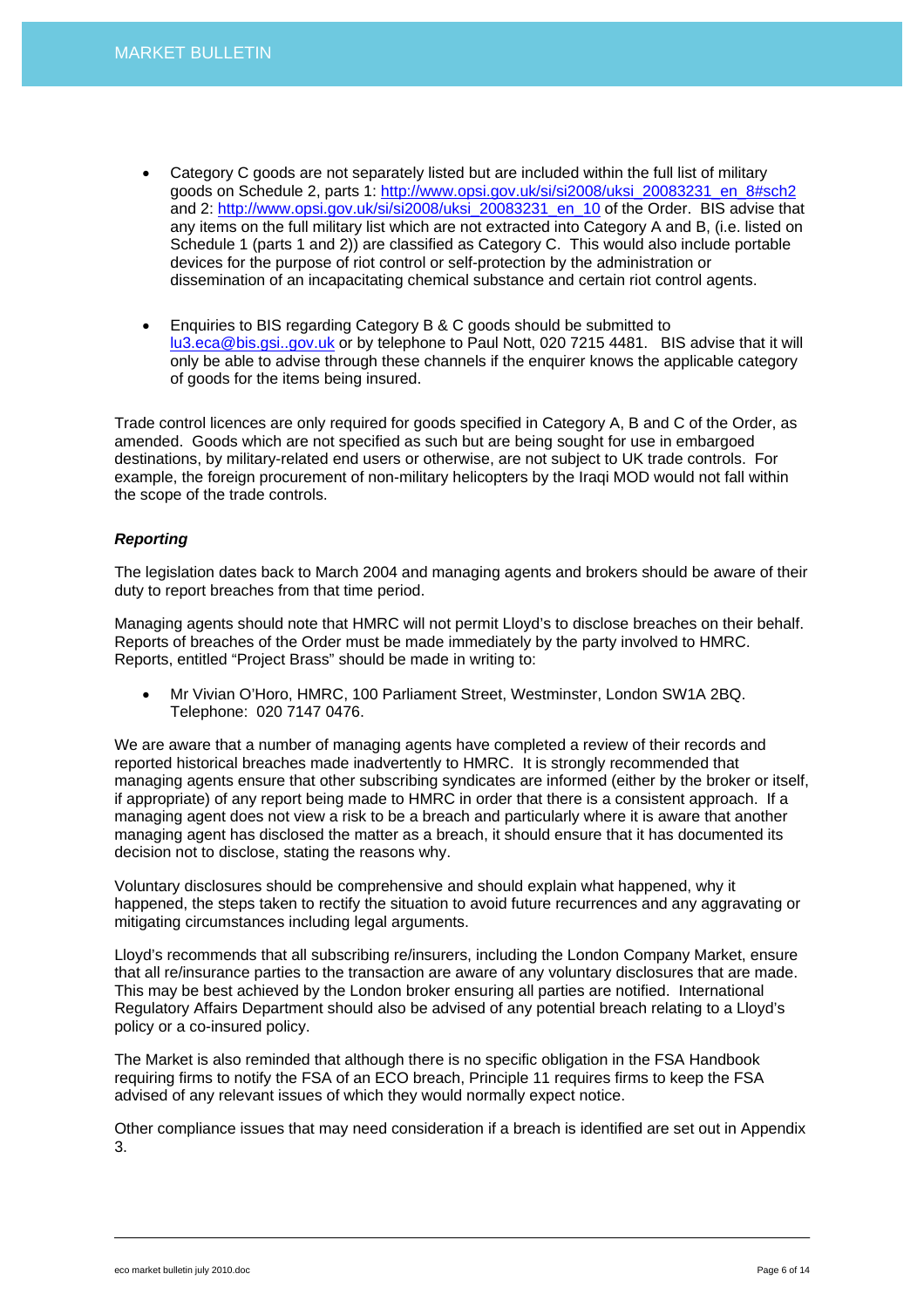- Category C goods are not separately listed but are included within the full list of military goods on Schedule 2, parts 1: [http://www.opsi.gov.uk/si/si2008/uksi_20083231_en_8#sch2](http://www.opsi.gov.uk/si/si2008/uksi_20083231_en_8#sch2) and 2: [http://www.opsi.gov.uk/si/si2008/uksi_20083231_en_10](http://www.opsi.gov.uk/si/si2008/uksi_20083231_en_10) of the Order. BIS advise that any items on the full military list which are not extracted into Category A and B, (i.e. listed on Schedule 1 (parts 1 and 2)) are classified as Category C. This would also include portable devices for the purpose of riot control or self-protection by the administration or dissemination of an incapacitating chemical substance and certain riot control agents.

- Enquiries to BIS regarding Category B & C goods should be submitted to [lu3.eca@bis.gsi..gov.uk](mailto:lu3.eca@bis.gsi..gov.uk) or by telephone to Paul Nott, 020 7215 4481. BIS advise that it will only be able to advise through these channels if the enquirer knows the applicable category of goods for the items being insured.

Trade control licences are only required for goods specified in Category A, B and C of the Order, as amended. Goods which are not specified as such but are being sought for use in embargoed destinations, by military-related end users or otherwise, are not subject to UK trade controls. For example, the foreign procurement of non-military helicopters by the Iraqi MOD would not fall within the scope of the trade controls.

***Reporting***

The legislation dates back to March 2004 and managing agents and brokers should be aware of their duty to report breaches from that time period.

Managing agents should note that HMRC will not permit Lloyd's to disclose breaches on their behalf. Reports of breaches of the Order must be made immediately by the party involved to HMRC. Reports, entitled "Project Brass" should be made in writing to:

- Mr Vivian O'Horo, HMRC, 100 Parliament Street, Westminster, London SW1A 2BQ. Telephone: 020 7147 0476.

We are aware that a number of managing agents have completed a review of their records and reported historical breaches made inadvertently to HMRC. It is strongly recommended that managing agents ensure that other subscribing syndicates are informed (either by the broker or itself, if appropriate) of any report being made to HMRC in order that there is a consistent approach. If a managing agent does not view a risk to be a breach and particularly where it is aware that another managing agent has disclosed the matter as a breach, it should ensure that it has documented its decision not to disclose, stating the reasons why.

Voluntary disclosures should be comprehensive and should explain what happened, why it happened, the steps taken to rectify the situation to avoid future recurrences and any aggravating or mitigating circumstances including legal arguments.

Lloyd's recommends that all subscribing re/insurers, including the London Company Market, ensure that all re/insurance parties to the transaction are aware of any voluntary disclosures that are made. This may be best achieved by the London broker ensuring all parties are notified. International Regulatory Affairs Department should also be advised of any potential breach relating to a Lloyd's policy or a co-insured policy.

The Market is also reminded that although there is no specific obligation in the FSA Handbook requiring firms to notify the FSA of an ECO breach, Principle 11 requires firms to keep the FSA advised of any relevant issues of which they would normally expect notice.

Other compliance issues that may need consideration if a breach is identified are set out in Appendix 3.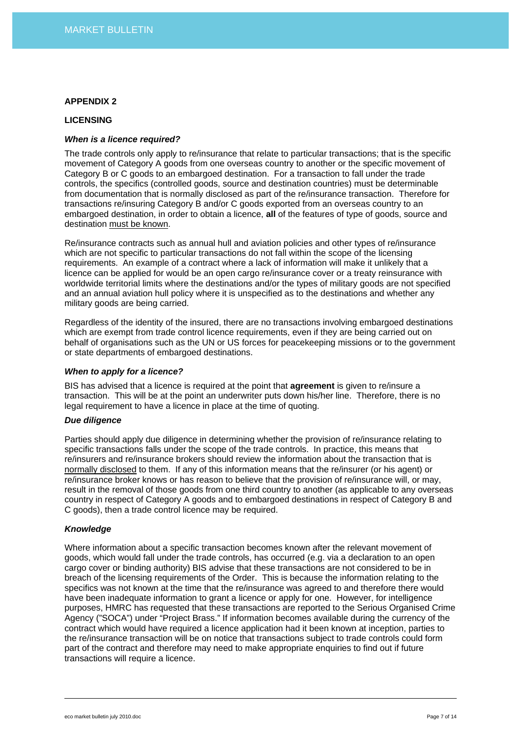## APPENDIX 2

## LICENSING

### *When is a licence required?*

The trade controls only apply to re/insurance that relate to particular transactions; that is the specific movement of Category A goods from one overseas country to another or the specific movement of Category B or C goods to an embargoed destination. For a transaction to fall under the trade controls, the specifics (controlled goods, source and destination countries) must be determinable from documentation that is normally disclosed as part of the re/insurance transaction. Therefore for transactions re/insuring Category B and/or C goods exported from an overseas country to an embargoed destination, in order to obtain a licence, **all** of the features of type of goods, source and destination must be known.

Re/insurance contracts such as annual hull and aviation policies and other types of re/insurance which are not specific to particular transactions do not fall within the scope of the licensing requirements. An example of a contract where a lack of information will make it unlikely that a licence can be applied for would be an open cargo re/insurance cover or a treaty reinsurance with worldwide territorial limits where the destinations and/or the types of military goods are not specified and an annual aviation hull policy where it is unspecified as to the destinations and whether any military goods are being carried.

Regardless of the identity of the insured, there are no transactions involving embargoed destinations which are exempt from trade control licence requirements, even if they are being carried out on behalf of organisations such as the UN or US forces for peacekeeping missions or to the government or state departments of embargoed destinations.

### *When to apply for a licence?*

BIS has advised that a licence is required at the point that **agreement** is given to re/insure a transaction. This will be at the point an underwriter puts down his/her line. Therefore, there is no legal requirement to have a licence in place at the time of quoting.

### *Due diligence*

Parties should apply due diligence in determining whether the provision of re/insurance relating to specific transactions falls under the scope of the trade controls. In practice, this means that re/insurers and re/insurance brokers should review the information about the transaction that is normally disclosed to them. If any of this information means that the re/insurer (or his agent) or re/insurance broker knows or has reason to believe that the provision of re/insurance will, or may, result in the removal of those goods from one third country to another (as applicable to any overseas country in respect of Category A goods and to embargoed destinations in respect of Category B and C goods), then a trade control licence may be required.

### *Knowledge*

Where information about a specific transaction becomes known after the relevant movement of goods, which would fall under the trade controls, has occurred (e.g. via a declaration to an open cargo cover or binding authority) BIS advise that these transactions are not considered to be in breach of the licensing requirements of the Order. This is because the information relating to the specifics was not known at the time that the re/insurance was agreed to and therefore there would have been inadequate information to grant a licence or apply for one. However, for intelligence purposes, HMRC has requested that these transactions are reported to the Serious Organised Crime Agency ("SOCA") under "Project Brass." If information becomes available during the currency of the contract which would have required a licence application had it been known at inception, parties to the re/insurance transaction will be on notice that transactions subject to trade controls could form part of the contract and therefore may need to make appropriate enquiries to find out if future transactions will require a licence.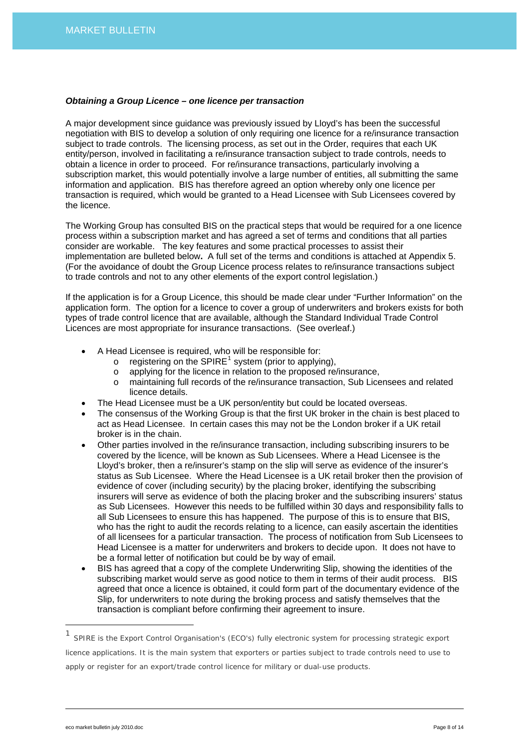***Obtaining a Group Licence – one licence per transaction***

A major development since guidance was previously issued by Lloyd's has been the successful negotiation with BIS to develop a solution of only requiring one licence for a re/insurance transaction subject to trade controls. The licensing process, as set out in the Order, requires that each UK entity/person, involved in facilitating a re/insurance transaction subject to trade controls, needs to obtain a licence in order to proceed. For re/insurance transactions, particularly involving a subscription market, this would potentially involve a large number of entities, all submitting the same information and application. BIS has therefore agreed an option whereby only one licence per transaction is required, which would be granted to a Head Licensee with Sub Licensees covered by the licence.

The Working Group has consulted BIS on the practical steps that would be required for a one licence process within a subscription market and has agreed a set of terms and conditions that all parties consider are workable. The key features and some practical processes to assist their implementation are bulleted below**.** A full set of the terms and conditions is attached at Appendix 5. (For the avoidance of doubt the Group Licence process relates to re/insurance transactions subject to trade controls and not to any other elements of the export control legislation.)

If the application is for a Group Licence, this should be made clear under "Further Information" on the application form. The option for a licence to cover a group of underwriters and brokers exists for both types of trade control licence that are available, although the Standard Individual Trade Control Licences are most appropriate for insurance transactions. (See overleaf.)

- A Head Licensee is required, who will be responsible for:
  - registering on the SPIRE[1] system (prior to applying),
  - applying for the licence in relation to the proposed re/insurance,
  - maintaining full records of the re/insurance transaction, Sub Licensees and related licence details.
- The Head Licensee must be a UK person/entity but could be located overseas.
- The consensus of the Working Group is that the first UK broker in the chain is best placed to act as Head Licensee. In certain cases this may not be the London broker if a UK retail broker is in the chain.
- Other parties involved in the re/insurance transaction, including subscribing insurers to be covered by the licence, will be known as Sub Licensees. Where a Head Licensee is the Lloyd's broker, then a re/insurer's stamp on the slip will serve as evidence of the insurer's status as Sub Licensee. Where the Head Licensee is a UK retail broker then the provision of evidence of cover (including security) by the placing broker, identifying the subscribing insurers will serve as evidence of both the placing broker and the subscribing insurers' status as Sub Licensees. However this needs to be fulfilled within 30 days and responsibility falls to all Sub Licensees to ensure this has happened. The purpose of this is to ensure that BIS, who has the right to audit the records relating to a licence, can easily ascertain the identities of all licensees for a particular transaction. The process of notification from Sub Licensees to Head Licensee is a matter for underwriters and brokers to decide upon. It does not have to be a formal letter of notification but could be by way of email.
- BIS has agreed that a copy of the complete Underwriting Slip, showing the identities of the subscribing market would serve as good notice to them in terms of their audit process. BIS agreed that once a licence is obtained, it could form part of the documentary evidence of the Slip, for underwriters to note during the broking process and satisfy themselves that the transaction is compliant before confirming their agreement to insure.

---

[1] SPIRE is the Export Control Organisation's (ECO's) fully electronic system for processing strategic export licence applications. It is the main system that exporters or parties subject to trade controls need to use to apply or register for an export/trade control licence for military or dual-use products.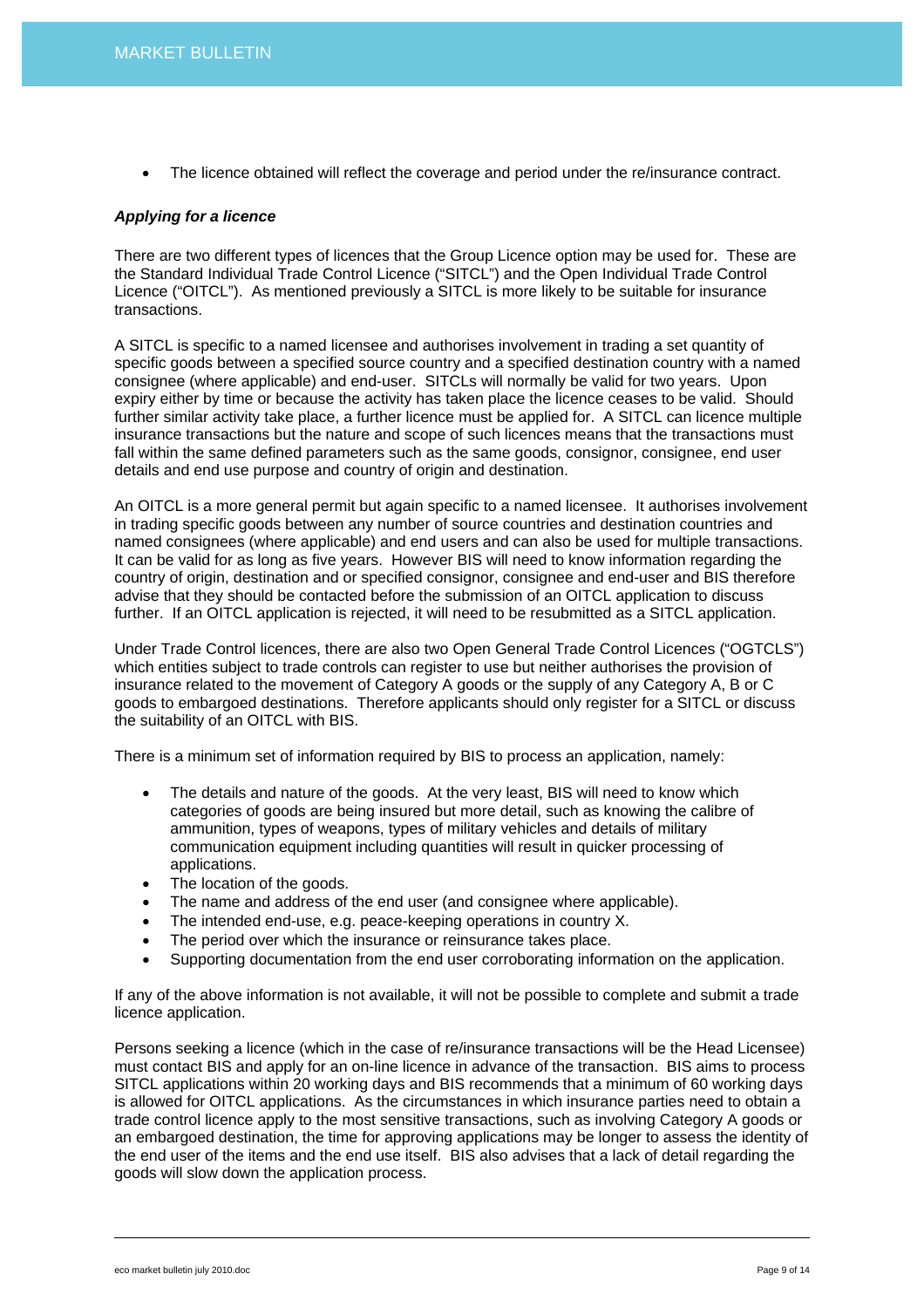- The licence obtained will reflect the coverage and period under the re/insurance contract.

***Applying for a licence***

There are two different types of licences that the Group Licence option may be used for. These are the Standard Individual Trade Control Licence ("SITCL") and the Open Individual Trade Control Licence ("OITCL"). As mentioned previously a SITCL is more likely to be suitable for insurance transactions.

A SITCL is specific to a named licensee and authorises involvement in trading a set quantity of specific goods between a specified source country and a specified destination country with a named consignee (where applicable) and end-user. SITCLs will normally be valid for two years. Upon expiry either by time or because the activity has taken place the licence ceases to be valid. Should further similar activity take place, a further licence must be applied for. A SITCL can licence multiple insurance transactions but the nature and scope of such licences means that the transactions must fall within the same defined parameters such as the same goods, consignor, consignee, end user details and end use purpose and country of origin and destination.

An OITCL is a more general permit but again specific to a named licensee. It authorises involvement in trading specific goods between any number of source countries and destination countries and named consignees (where applicable) and end users and can also be used for multiple transactions. It can be valid for as long as five years. However BIS will need to know information regarding the country of origin, destination and or specified consignor, consignee and end-user and BIS therefore advise that they should be contacted before the submission of an OITCL application to discuss further. If an OITCL application is rejected, it will need to be resubmitted as a SITCL application.

Under Trade Control licences, there are also two Open General Trade Control Licences ("OGTCLS") which entities subject to trade controls can register to use but neither authorises the provision of insurance related to the movement of Category A goods or the supply of any Category A, B or C goods to embargoed destinations. Therefore applicants should only register for a SITCL or discuss the suitability of an OITCL with BIS.

There is a minimum set of information required by BIS to process an application, namely:

- The details and nature of the goods. At the very least, BIS will need to know which categories of goods are being insured but more detail, such as knowing the calibre of ammunition, types of weapons, types of military vehicles and details of military communication equipment including quantities will result in quicker processing of applications.
- The location of the goods.
- The name and address of the end user (and consignee where applicable).
- The intended end-use, e.g. peace-keeping operations in country X.
- The period over which the insurance or reinsurance takes place.
- Supporting documentation from the end user corroborating information on the application.

If any of the above information is not available, it will not be possible to complete and submit a trade licence application.

Persons seeking a licence (which in the case of re/insurance transactions will be the Head Licensee) must contact BIS and apply for an on-line licence in advance of the transaction. BIS aims to process SITCL applications within 20 working days and BIS recommends that a minimum of 60 working days is allowed for OITCL applications. As the circumstances in which insurance parties need to obtain a trade control licence apply to the most sensitive transactions, such as involving Category A goods or an embargoed destination, the time for approving applications may be longer to assess the identity of the end user of the items and the end use itself. BIS also advises that a lack of detail regarding the goods will slow down the application process.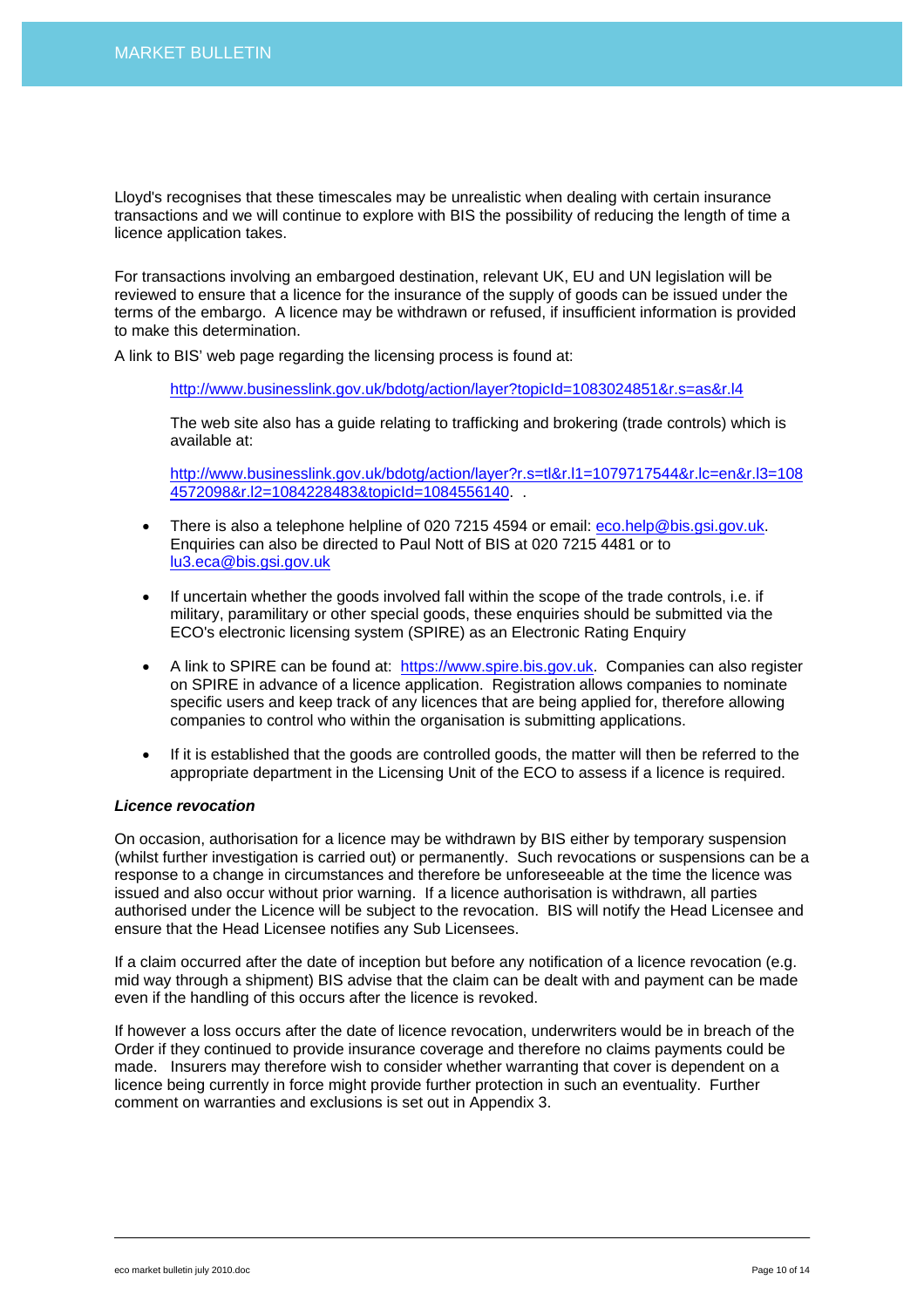Lloyd's recognises that these timescales may be unrealistic when dealing with certain insurance transactions and we will continue to explore with BIS the possibility of reducing the length of time a licence application takes.

For transactions involving an embargoed destination, relevant UK, EU and UN legislation will be reviewed to ensure that a licence for the insurance of the supply of goods can be issued under the terms of the embargo. A licence may be withdrawn or refused, if insufficient information is provided to make this determination.

A link to BIS' web page regarding the licensing process is found at:

> http://www.businesslink.gov.uk/bdotg/action/layer?topicId=1083024851&r.s=as&r.l4
>
> The web site also has a guide relating to trafficking and brokering (trade controls) which is available at:
>
> http://www.businesslink.gov.uk/bdotg/action/layer?r.s=tl&r.l1=1079717544&r.lc=en&r.l3=1084572098&r.l2=1084228483&topicId=1084556140. .

- There is also a telephone helpline of 020 7215 4594 or email: eco.help@bis.gsi.gov.uk. Enquiries can also be directed to Paul Nott of BIS at 020 7215 4481 or to lu3.eca@bis.gsi.gov.uk
- If uncertain whether the goods involved fall within the scope of the trade controls, i.e. if military, paramilitary or other special goods, these enquiries should be submitted via the ECO's electronic licensing system (SPIRE) as an Electronic Rating Enquiry
- A link to SPIRE can be found at: https://www.spire.bis.gov.uk. Companies can also register on SPIRE in advance of a licence application. Registration allows companies to nominate specific users and keep track of any licences that are being applied for, therefore allowing companies to control who within the organisation is submitting applications.
- If it is established that the goods are controlled goods, the matter will then be referred to the appropriate department in the Licensing Unit of the ECO to assess if a licence is required.

***Licence revocation***

On occasion, authorisation for a licence may be withdrawn by BIS either by temporary suspension (whilst further investigation is carried out) or permanently. Such revocations or suspensions can be a response to a change in circumstances and therefore be unforeseeable at the time the licence was issued and also occur without prior warning. If a licence authorisation is withdrawn, all parties authorised under the Licence will be subject to the revocation. BIS will notify the Head Licensee and ensure that the Head Licensee notifies any Sub Licensees.

If a claim occurred after the date of inception but before any notification of a licence revocation (e.g. mid way through a shipment) BIS advise that the claim can be dealt with and payment can be made even if the handling of this occurs after the licence is revoked.

If however a loss occurs after the date of licence revocation, underwriters would be in breach of the Order if they continued to provide insurance coverage and therefore no claims payments could be made. Insurers may therefore wish to consider whether warranting that cover is dependent on a licence being currently in force might provide further protection in such an eventuality. Further comment on warranties and exclusions is set out in Appendix 3.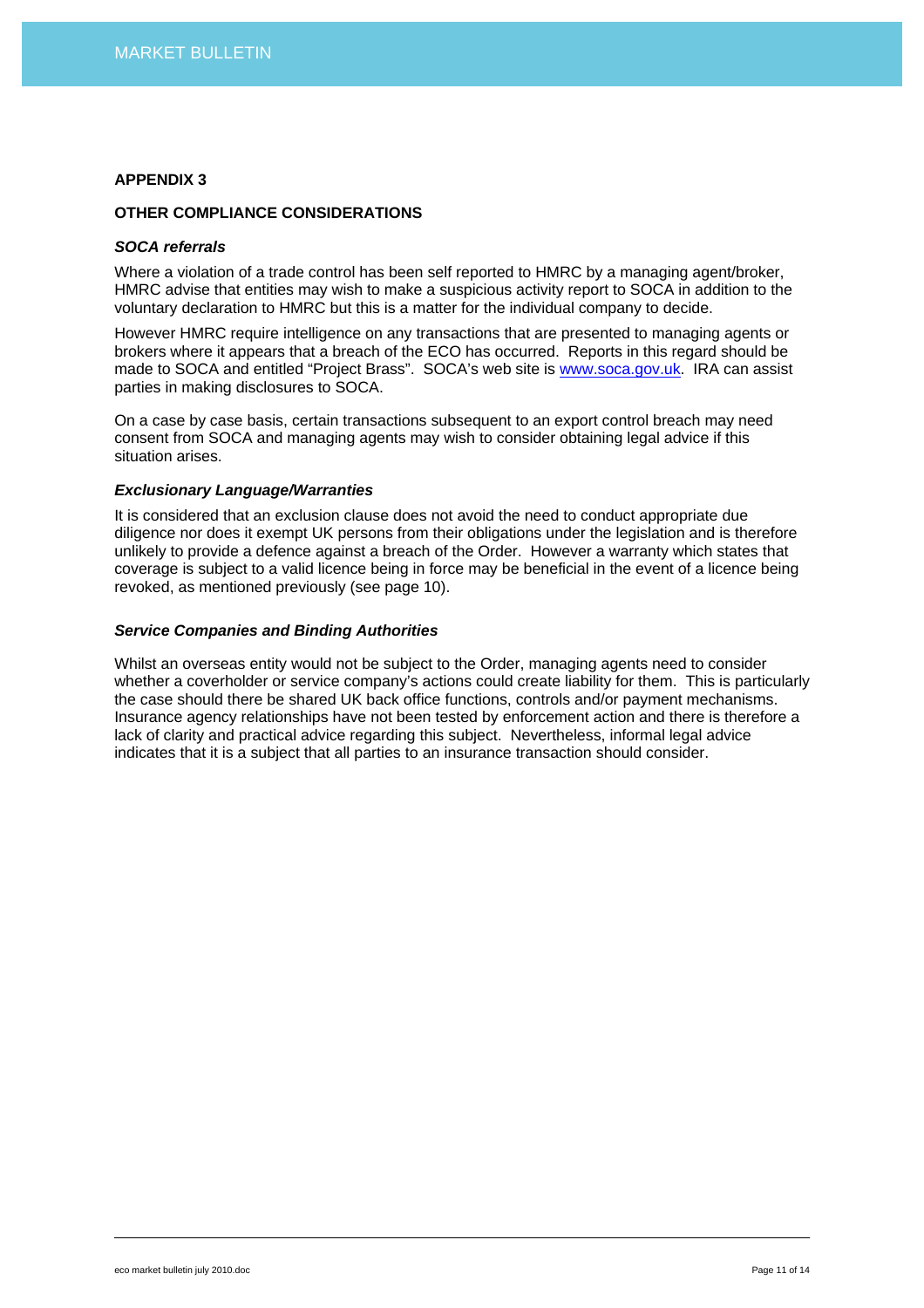## APPENDIX 3

### OTHER COMPLIANCE CONSIDERATIONS

***SOCA referrals***

Where a violation of a trade control has been self reported to HMRC by a managing agent/broker, HMRC advise that entities may wish to make a suspicious activity report to SOCA in addition to the voluntary declaration to HMRC but this is a matter for the individual company to decide.

However HMRC require intelligence on any transactions that are presented to managing agents or brokers where it appears that a breach of the ECO has occurred. Reports in this regard should be made to SOCA and entitled "Project Brass". SOCA's web site is [www.soca.gov.uk](http://www.soca.gov.uk). IRA can assist parties in making disclosures to SOCA.

On a case by case basis, certain transactions subsequent to an export control breach may need consent from SOCA and managing agents may wish to consider obtaining legal advice if this situation arises.

***Exclusionary Language/Warranties***

It is considered that an exclusion clause does not avoid the need to conduct appropriate due diligence nor does it exempt UK persons from their obligations under the legislation and is therefore unlikely to provide a defence against a breach of the Order. However a warranty which states that coverage is subject to a valid licence being in force may be beneficial in the event of a licence being revoked, as mentioned previously (see page 10).

***Service Companies and Binding Authorities***

Whilst an overseas entity would not be subject to the Order, managing agents need to consider whether a coverholder or service company's actions could create liability for them. This is particularly the case should there be shared UK back office functions, controls and/or payment mechanisms. Insurance agency relationships have not been tested by enforcement action and there is therefore a lack of clarity and practical advice regarding this subject. Nevertheless, informal legal advice indicates that it is a subject that all parties to an insurance transaction should consider.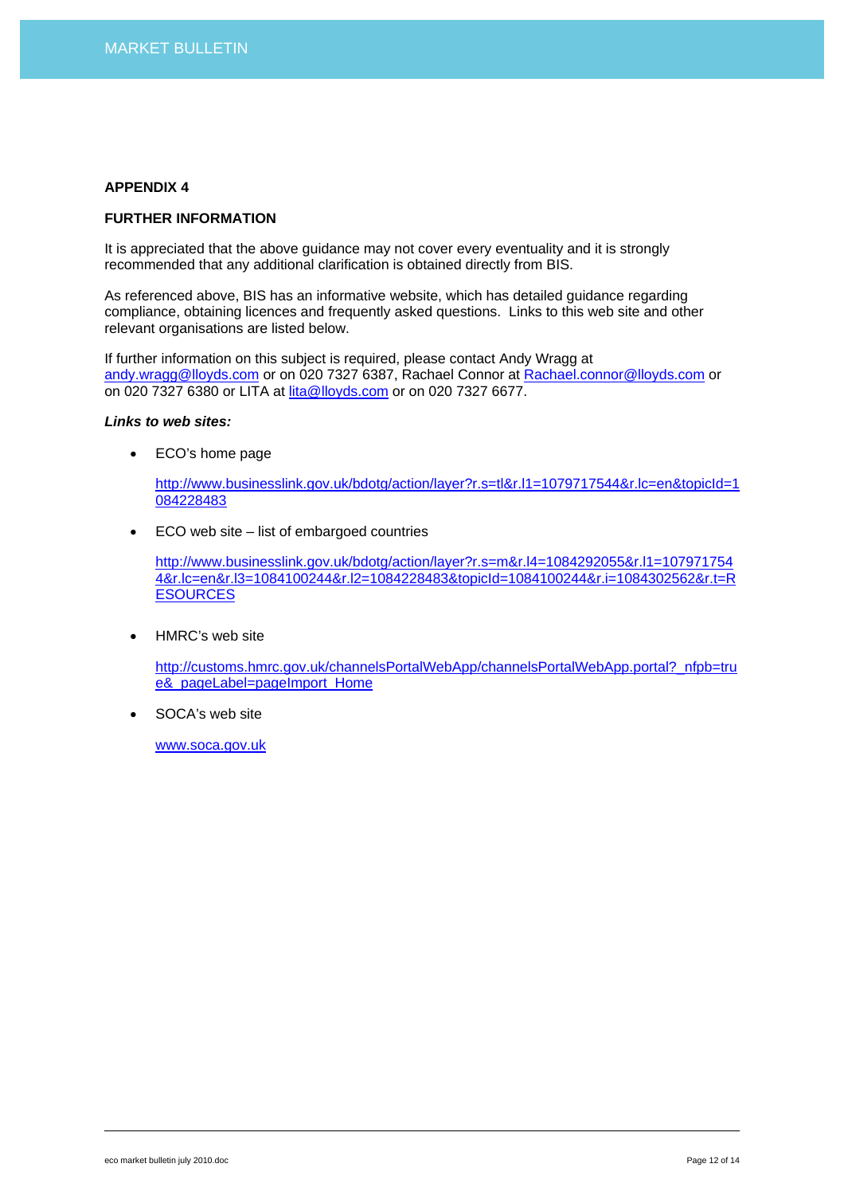**APPENDIX 4**

**FURTHER INFORMATION**

It is appreciated that the above guidance may not cover every eventuality and it is strongly recommended that any additional clarification is obtained directly from BIS.

As referenced above, BIS has an informative website, which has detailed guidance regarding compliance, obtaining licences and frequently asked questions. Links to this web site and other relevant organisations are listed below.

If further information on this subject is required, please contact Andy Wragg at andy.wragg@lloyds.com or on 020 7327 6387, Rachael Connor at Rachael.connor@lloyds.com or on 020 7327 6380 or LITA at lita@lloyds.com or on 020 7327 6677.

***Links to web sites:***

- ECO's home page

  http://www.businesslink.gov.uk/bdotg/action/layer?r.s=tl&r.l1=1079717544&r.lc=en&topicId=1084228483

- ECO web site – list of embargoed countries

  http://www.businesslink.gov.uk/bdotg/action/layer?r.s=m&r.l4=1084292055&r.l1=1079717544&r.lc=en&r.l3=1084100244&r.l2=1084228483&topicId=1084100244&r.i=1084302562&r.t=RESOURCES

- HMRC's web site

  http://customs.hmrc.gov.uk/channelsPortalWebApp/channelsPortalWebApp.portal?_nfpb=true&_pageLabel=pageImport_Home

- SOCA's web site

  www.soca.gov.uk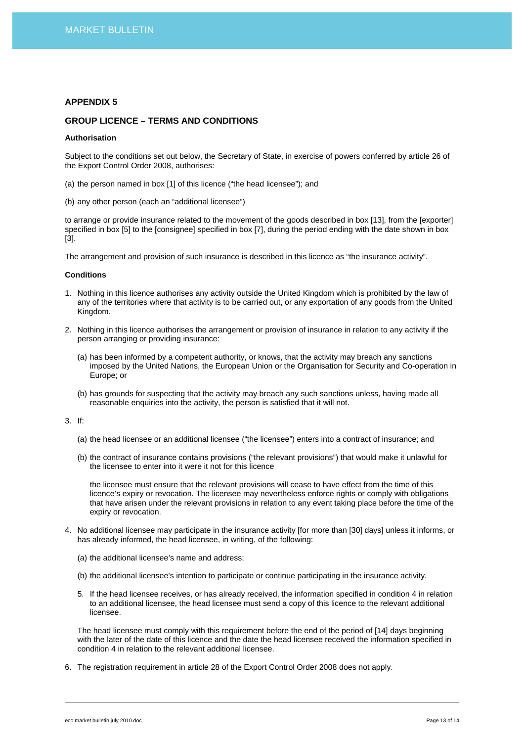## APPENDIX 5

## GROUP LICENCE – TERMS AND CONDITIONS

**Authorisation**

Subject to the conditions set out below, the Secretary of State, in exercise of powers conferred by article 26 of the Export Control Order 2008, authorises:

(a) the person named in box [1] of this licence ("the head licensee"); and

(b) any other person (each an "additional licensee")

to arrange or provide insurance related to the movement of the goods described in box [13], from the [exporter] specified in box [5] to the [consignee] specified in box [7], during the period ending with the date shown in box [3].

The arrangement and provision of such insurance is described in this licence as "the insurance activity".

**Conditions**

1. Nothing in this licence authorises any activity outside the United Kingdom which is prohibited by the law of any of the territories where that activity is to be carried out, or any exportation of any goods from the United Kingdom.

2. Nothing in this licence authorises the arrangement or provision of insurance in relation to any activity if the person arranging or providing insurance:

   (a) has been informed by a competent authority, or knows, that the activity may breach any sanctions imposed by the United Nations, the European Union or the Organisation for Security and Co-operation in Europe; or

   (b) has grounds for suspecting that the activity may breach any such sanctions unless, having made all reasonable enquiries into the activity, the person is satisfied that it will not.

3. If:

   (a) the head licensee or an additional licensee ("the licensee") enters into a contract of insurance; and

   (b) the contract of insurance contains provisions ("the relevant provisions") that would make it unlawful for the licensee to enter into it were it not for this licence

   the licensee must ensure that the relevant provisions will cease to have effect from the time of this licence's expiry or revocation. The licensee may nevertheless enforce rights or comply with obligations that have arisen under the relevant provisions in relation to any event taking place before the time of the expiry or revocation.

4. No additional licensee may participate in the insurance activity [for more than [30] days] unless it informs, or has already informed, the head licensee, in writing, of the following:

   (a) the additional licensee's name and address;

   (b) the additional licensee's intention to participate or continue participating in the insurance activity.

5. If the head licensee receives, or has already received, the information specified in condition 4 in relation to an additional licensee, the head licensee must send a copy of this licence to the relevant additional licensee.

   The head licensee must comply with this requirement before the end of the period of [14] days beginning with the later of the date of this licence and the date the head licensee received the information specified in condition 4 in relation to the relevant additional licensee.

6. The registration requirement in article 28 of the Export Control Order 2008 does not apply.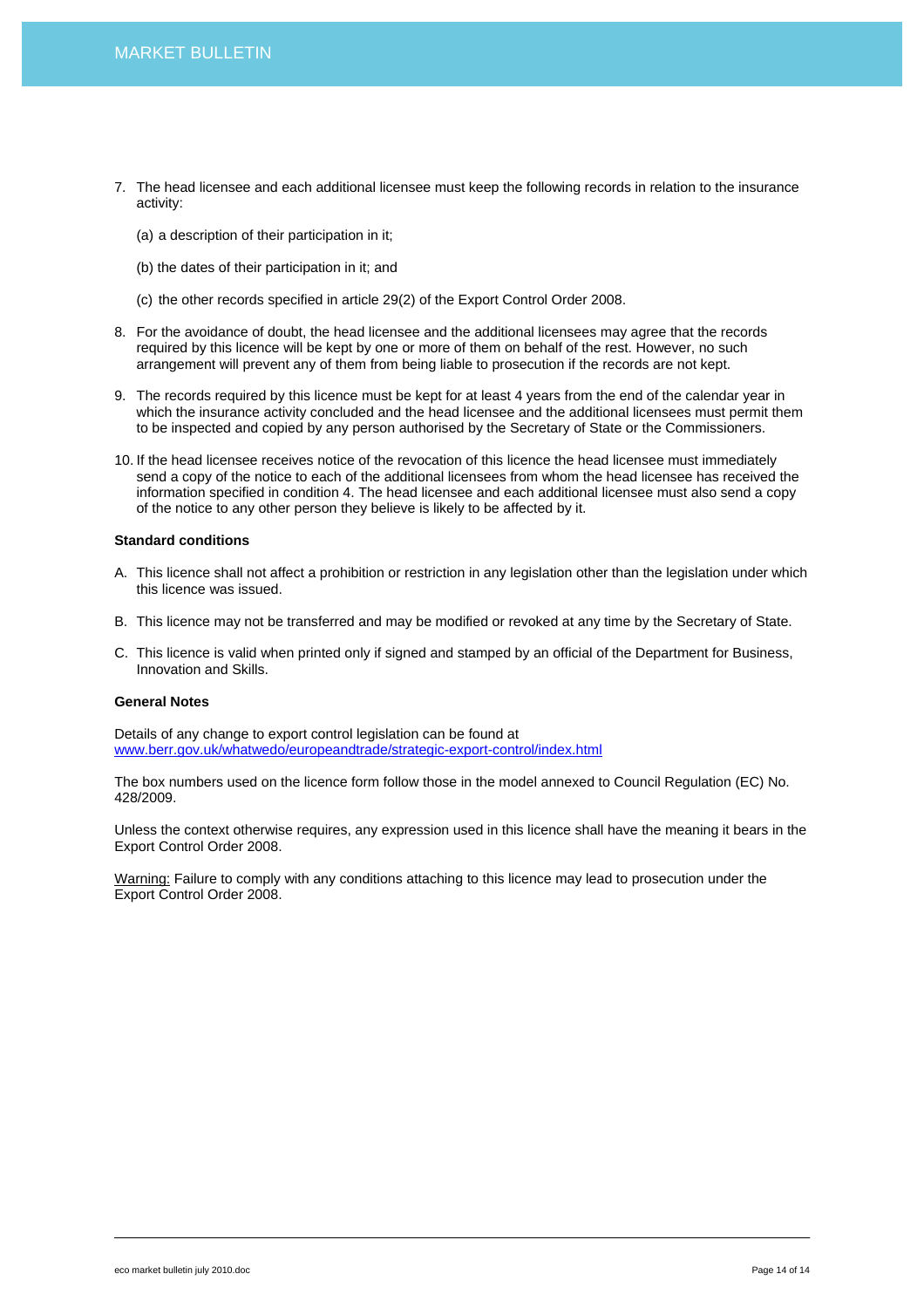7. The head licensee and each additional licensee must keep the following records in relation to the insurance activity:

   (a) a description of their participation in it;

   (b) the dates of their participation in it; and

   (c) the other records specified in article 29(2) of the Export Control Order 2008.

8. For the avoidance of doubt, the head licensee and the additional licensees may agree that the records required by this licence will be kept by one or more of them on behalf of the rest. However, no such arrangement will prevent any of them from being liable to prosecution if the records are not kept.

9. The records required by this licence must be kept for at least 4 years from the end of the calendar year in which the insurance activity concluded and the head licensee and the additional licensees must permit them to be inspected and copied by any person authorised by the Secretary of State or the Commissioners.

10. If the head licensee receives notice of the revocation of this licence the head licensee must immediately send a copy of the notice to each of the additional licensees from whom the head licensee has received the information specified in condition 4. The head licensee and each additional licensee must also send a copy of the notice to any other person they believe is likely to be affected by it.

**Standard conditions**

A. This licence shall not affect a prohibition or restriction in any legislation other than the legislation under which this licence was issued.

B. This licence may not be transferred and may be modified or revoked at any time by the Secretary of State.

C. This licence is valid when printed only if signed and stamped by an official of the Department for Business, Innovation and Skills.

**General Notes**

Details of any change to export control legislation can be found at www.berr.gov.uk/whatwedo/europeandtrade/strategic-export-control/index.html

The box numbers used on the licence form follow those in the model annexed to Council Regulation (EC) No. 428/2009.

Unless the context otherwise requires, any expression used in this licence shall have the meaning it bears in the Export Control Order 2008.

Warning: Failure to comply with any conditions attaching to this licence may lead to prosecution under the Export Control Order 2008.